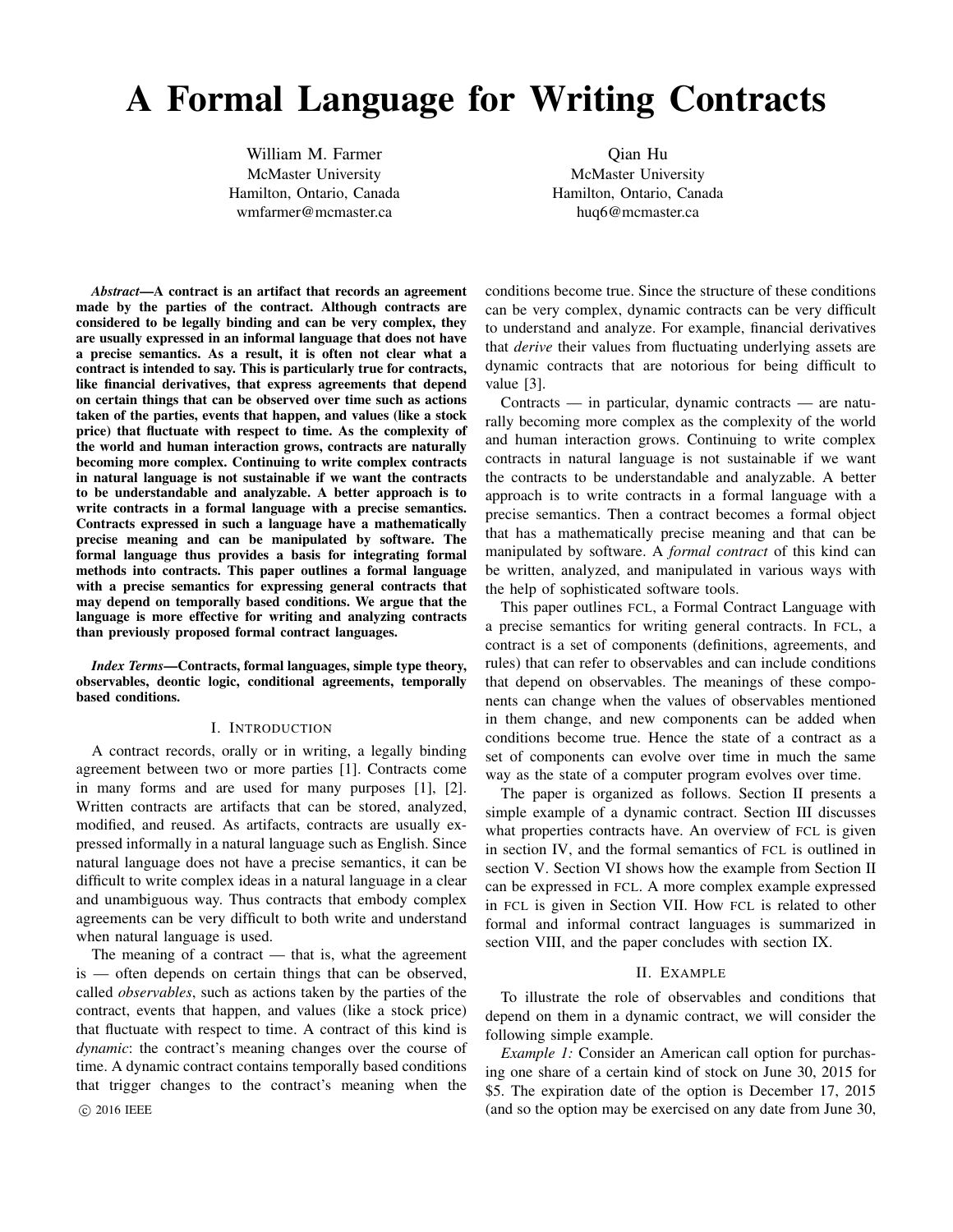# A Formal Language for Writing Contracts

William M. Farmer
McMaster University
Hamilton, Ontario, Canada
wmfarmer@mcmaster.ca

Qian Hu
McMaster University
Hamilton, Ontario, Canada
huq6@mcmaster.ca

***Abstract*—A contract is an artifact that records an agreement made by the parties of the contract. Although contracts are considered to be legally binding and can be very complex, they are usually expressed in an informal language that does not have a precise semantics. As a result, it is often not clear what a contract is intended to say. This is particularly true for contracts, like financial derivatives, that express agreements that depend on certain things that can be observed over time such as actions taken of the parties, events that happen, and values (like a stock price) that fluctuate with respect to time. As the complexity of the world and human interaction grows, contracts are naturally becoming more complex. Continuing to write complex contracts in natural language is not sustainable if we want the contracts to be understandable and analyzable. A better approach is to write contracts in a formal language with a precise semantics. Contracts expressed in such a language have a mathematically precise meaning and can be manipulated by software. The formal language thus provides a basis for integrating formal methods into contracts. This paper outlines a formal language with a precise semantics for expressing general contracts that may depend on temporally based conditions. We argue that the language is more effective for writing and analyzing contracts than previously proposed formal contract languages.**

***Index Terms*—Contracts, formal languages, simple type theory, observables, deontic logic, conditional agreements, temporally based conditions.**

## I. Introduction

A contract records, orally or in writing, a legally binding agreement between two or more parties [1]. Contracts come in many forms and are used for many purposes [1], [2]. Written contracts are artifacts that can be stored, analyzed, modified, and reused. As artifacts, contracts are usually expressed informally in a natural language such as English. Since natural language does not have a precise semantics, it can be difficult to write complex ideas in a natural language in a clear and unambiguous way. Thus contracts that embody complex agreements can be very difficult to both write and understand when natural language is used.

The meaning of a contract — that is, what the agreement is — often depends on certain things that can be observed, called *observables*, such as actions taken by the parties of the contract, events that happen, and values (like a stock price) that fluctuate with respect to time. A contract of this kind is *dynamic*: the contract's meaning changes over the course of time. A dynamic contract contains temporally based conditions that trigger changes to the contract's meaning when the conditions become true. Since the structure of these conditions can be very complex, dynamic contracts can be very difficult to understand and analyze. For example, financial derivatives that *derive* their values from fluctuating underlying assets are dynamic contracts that are notorious for being difficult to value [3].

Contracts — in particular, dynamic contracts — are naturally becoming more complex as the complexity of the world and human interaction grows. Continuing to write complex contracts in natural language is not sustainable if we want the contracts to be understandable and analyzable. A better approach is to write contracts in a formal language with a precise semantics. Then a contract becomes a formal object that has a mathematically precise meaning and that can be manipulated by software. A *formal contract* of this kind can be written, analyzed, and manipulated in various ways with the help of sophisticated software tools.

This paper outlines FCL, a Formal Contract Language with a precise semantics for writing general contracts. In FCL, a contract is a set of components (definitions, agreements, and rules) that can refer to observables and can include conditions that depend on observables. The meanings of these components can change when the values of observables mentioned in them change, and new components can be added when conditions become true. Hence the state of a contract as a set of components can evolve over time in much the same way as the state of a computer program evolves over time.

The paper is organized as follows. Section II presents a simple example of a dynamic contract. Section III discusses what properties contracts have. An overview of FCL is given in section IV, and the formal semantics of FCL is outlined in section V. Section VI shows how the example from Section II can be expressed in FCL. A more complex example expressed in FCL is given in Section VII. How FCL is related to other formal and informal contract languages is summarized in section VIII, and the paper concludes with section IX.

## II. Example

To illustrate the role of observables and conditions that depend on them in a dynamic contract, we will consider the following simple example.

*Example 1:* Consider an American call option for purchasing one share of a certain kind of stock on June 30, 2015 for $5. The expiration date of the option is December 17, 2015 (and so the option may be exercised on any date from June 30,

© 2016 IEEE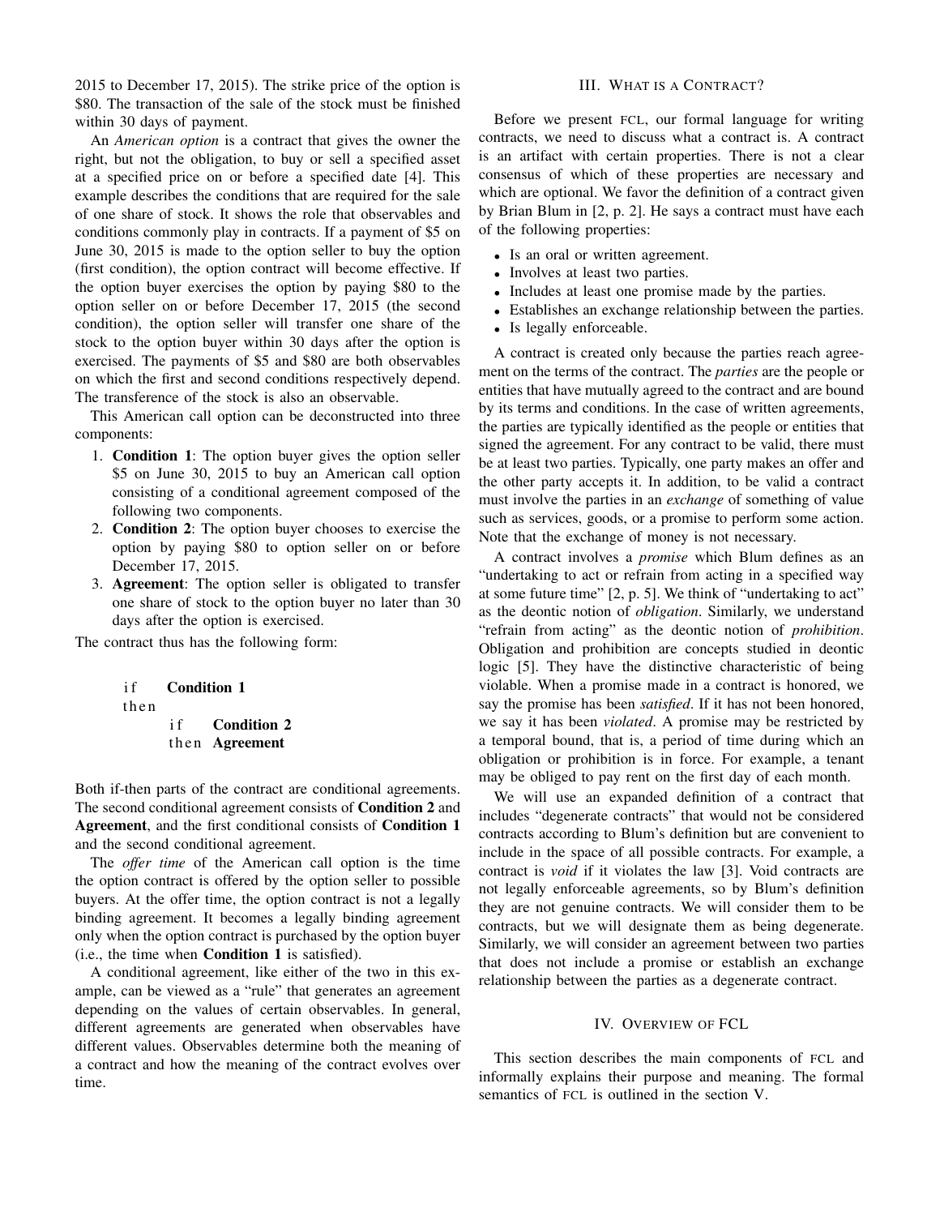2015 to December 17, 2015). The strike price of the option is \$80. The transaction of the sale of the stock must be finished within 30 days of payment.

An *American option* is a contract that gives the owner the right, but not the obligation, to buy or sell a specified asset at a specified price on or before a specified date [4]. This example describes the conditions that are required for the sale of one share of stock. It shows the role that observables and conditions commonly play in contracts. If a payment of \$5 on June 30, 2015 is made to the option seller to buy the option (first condition), the option contract will become effective. If the option buyer exercises the option by paying \$80 to the option seller on or before December 17, 2015 (the second condition), the option seller will transfer one share of the stock to the option buyer within 30 days after the option is exercised. The payments of \$5 and \$80 are both observables on which the first and second conditions respectively depend. The transference of the stock is also an observable.

This American call option can be deconstructed into three components:

1. **Condition 1**: The option buyer gives the option seller \$5 on June 30, 2015 to buy an American call option consisting of a conditional agreement composed of the following two components.
2. **Condition 2**: The option buyer chooses to exercise the option by paying \$80 to option seller on or before December 17, 2015.
3. **Agreement**: The option seller is obligated to transfer one share of stock to the option buyer no later than 30 days after the option is exercised.

The contract thus has the following form:

```
if    Condition 1
then
      if    Condition 2
      then  Agreement
```

Both if-then parts of the contract are conditional agreements. The second conditional agreement consists of **Condition 2** and **Agreement**, and the first conditional consists of **Condition 1** and the second conditional agreement.

The *offer time* of the American call option is the time the option contract is offered by the option seller to possible buyers. At the offer time, the option contract is not a legally binding agreement. It becomes a legally binding agreement only when the option contract is purchased by the option buyer (i.e., the time when **Condition 1** is satisfied).

A conditional agreement, like either of the two in this example, can be viewed as a "rule" that generates an agreement depending on the values of certain observables. In general, different agreements are generated when observables have different values. Observables determine both the meaning of a contract and how the meaning of the contract evolves over time.

## III. What is a Contract?

Before we present FCL, our formal language for writing contracts, we need to discuss what a contract is. A contract is an artifact with certain properties. There is not a clear consensus of which of these properties are necessary and which are optional. We favor the definition of a contract given by Brian Blum in [2, p. 2]. He says a contract must have each of the following properties:

- Is an oral or written agreement.
- Involves at least two parties.
- Includes at least one promise made by the parties.
- Establishes an exchange relationship between the parties.
- Is legally enforceable.

A contract is created only because the parties reach agreement on the terms of the contract. The *parties* are the people or entities that have mutually agreed to the contract and are bound by its terms and conditions. In the case of written agreements, the parties are typically identified as the people or entities that signed the agreement. For any contract to be valid, there must be at least two parties. Typically, one party makes an offer and the other party accepts it. In addition, to be valid a contract must involve the parties in an *exchange* of something of value such as services, goods, or a promise to perform some action. Note that the exchange of money is not necessary.

A contract involves a *promise* which Blum defines as an "undertaking to act or refrain from acting in a specified way at some future time" [2, p. 5]. We think of "undertaking to act" as the deontic notion of *obligation*. Similarly, we understand "refrain from acting" as the deontic notion of *prohibition*. Obligation and prohibition are concepts studied in deontic logic [5]. They have the distinctive characteristic of being violable. When a promise made in a contract is honored, we say the promise has been *satisfied*. If it has not been honored, we say it has been *violated*. A promise may be restricted by a temporal bound, that is, a period of time during which an obligation or prohibition is in force. For example, a tenant may be obliged to pay rent on the first day of each month.

We will use an expanded definition of a contract that includes "degenerate contracts" that would not be considered contracts according to Blum's definition but are convenient to include in the space of all possible contracts. For example, a contract is *void* if it violates the law [3]. Void contracts are not legally enforceable agreements, so by Blum's definition they are not genuine contracts. We will consider them to be contracts, but we will designate them as being degenerate. Similarly, we will consider an agreement between two parties that does not include a promise or establish an exchange relationship between the parties as a degenerate contract.

## IV. Overview of FCL

This section describes the main components of FCL and informally explains their purpose and meaning. The formal semantics of FCL is outlined in the section V.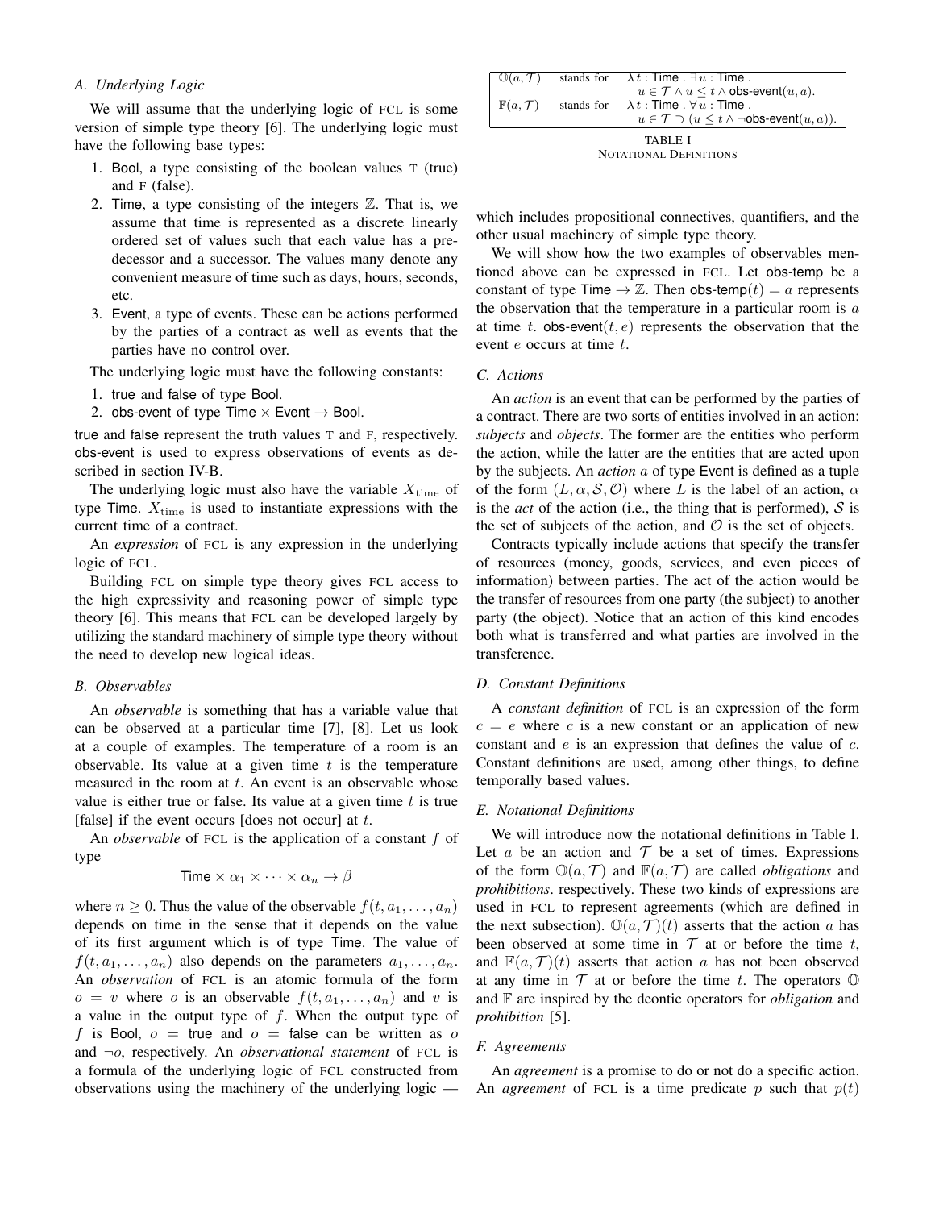### A. Underlying Logic

We will assume that the underlying logic of FCL is some version of simple type theory [6]. The underlying logic must have the following base types:

1. Bool, a type consisting of the boolean values T (true) and F (false).
2. Time, a type consisting of the integers $\mathbb{Z}$. That is, we assume that time is represented as a discrete linearly ordered set of values such that each value has a predecessor and a successor. The values many denote any convenient measure of time such as days, hours, seconds, etc.
3. Event, a type of events. These can be actions performed by the parties of a contract as well as events that the parties have no control over.

The underlying logic must have the following constants:

1. true and false of type Bool.
2. obs-event of type $\mathsf{Time} \times \mathsf{Event} \rightarrow \mathsf{Bool}$.

true and false represent the truth values T and F, respectively. obs-event is used to express observations of events as described in section IV-B.

The underlying logic must also have the variable $X_{\mathrm{time}}$ of type Time. $X_{\mathrm{time}}$ is used to instantiate expressions with the current time of a contract.

An *expression* of FCL is any expression in the underlying logic of FCL.

Building FCL on simple type theory gives FCL access to the high expressivity and reasoning power of simple type theory [6]. This means that FCL can be developed largely by utilizing the standard machinery of simple type theory without the need to develop new logical ideas.

### B. Observables

An *observable* is something that has a variable value that can be observed at a particular time [7], [8]. Let us look at a couple of examples. The temperature of a room is an observable. Its value at a given time $t$ is the temperature measured in the room at $t$. An event is an observable whose value is either true or false. Its value at a given time $t$ is true [false] if the event occurs [does not occur] at $t$.

An *observable* of FCL is the application of a constant $f$ of type

$$\mathsf{Time} \times \alpha_1 \times \cdots \times \alpha_n \rightarrow \beta$$

where $n \geq 0$. Thus the value of the observable $f(t, a_1, \ldots, a_n)$ depends on time in the sense that it depends on the value of its first argument which is of type Time. The value of $f(t, a_1, \ldots, a_n)$ also depends on the parameters $a_1, \ldots, a_n$. An *observation* of FCL is an atomic formula of the form $o = v$ where $o$ is an observable $f(t, a_1, \ldots, a_n)$ and $v$ is a value in the output type of $f$. When the output type of $f$ is Bool, $o = \mathsf{true}$ and $o = \mathsf{false}$ can be written as $o$ and $\neg o$, respectively. An *observational statement* of FCL is a formula of the underlying logic of FCL constructed from observations using the machinery of the underlying logic — which includes propositional connectives, quantifiers, and the other usual machinery of simple type theory.

We will show how the two examples of observables mentioned above can be expressed in FCL. Let obs-temp be a constant of type $\mathsf{Time} \rightarrow \mathbb{Z}$. Then $\mathsf{obs\text{-}temp}(t) = a$ represents the observation that the temperature in a particular room is $a$ at time $t$. $\mathsf{obs\text{-}event}(t, e)$ represents the observation that the event $e$ occurs at time $t$.

### C. Actions

An *action* is an event that can be performed by the parties of a contract. There are two sorts of entities involved in an action: *subjects* and *objects*. The former are the entities who perform the action, while the latter are the entities that are acted upon by the subjects. An *action* $a$ of type Event is defined as a tuple of the form $(L, \alpha, \mathcal{S}, \mathcal{O})$ where $L$ is the label of an action, $\alpha$ is the *act* of the action (i.e., the thing that is performed), $\mathcal{S}$ is the set of subjects of the action, and $\mathcal{O}$ is the set of objects.

Contracts typically include actions that specify the transfer of resources (money, goods, services, and even pieces of information) between parties. The act of the action would be the transfer of resources from one party (the subject) to another party (the object). Notice that an action of this kind encodes both what is transferred and what parties are involved in the transference.

### D. Constant Definitions

A *constant definition* of FCL is an expression of the form $c = e$ where $c$ is a new constant or an application of new constant and $e$ is an expression that defines the value of $c$. Constant definitions are used, among other things, to define temporally based values.

### E. Notational Definitions

We will introduce now the notational definitions in Table I. Let $a$ be an action and $\mathcal{T}$ be a set of times. Expressions of the form $\mathbb{O}(a, \mathcal{T})$ and $\mathbb{F}(a, \mathcal{T})$ are called *obligations* and *prohibitions*. respectively. These two kinds of expressions are used in FCL to represent agreements (which are defined in the next subsection). $\mathbb{O}(a, \mathcal{T})(t)$ asserts that the action $a$ has been observed at some time in $\mathcal{T}$ at or before the time $t$, and $\mathbb{F}(a, \mathcal{T})(t)$ asserts that action $a$ has not been observed at any time in $\mathcal{T}$ at or before the time $t$. The operators $\mathbb{O}$ and $\mathbb{F}$ are inspired by the deontic operators for *obligation* and *prohibition* [5].

| | | |
|---|---|---|
| $\mathbb{O}(a, \mathcal{T})$ | stands for | $\lambda\, t : \mathsf{Time}\, .\, \exists\, u : \mathsf{Time}\, .$ $u \in \mathcal{T} \wedge u \leq t \wedge \mathsf{obs\text{-}event}(u, a).$ |
| $\mathbb{F}(a, \mathcal{T})$ | stands for | $\lambda\, t : \mathsf{Time}\, .\, \forall\, u : \mathsf{Time}\, .$ $u \in \mathcal{T} \supset (u \leq t \wedge \neg \mathsf{obs\text{-}event}(u, a)).$ |

TABLE I
NOTATIONAL DEFINITIONS

### F. Agreements

An *agreement* is a promise to do or not do a specific action. An *agreement* of FCL is a time predicate $p$ such that $p(t)$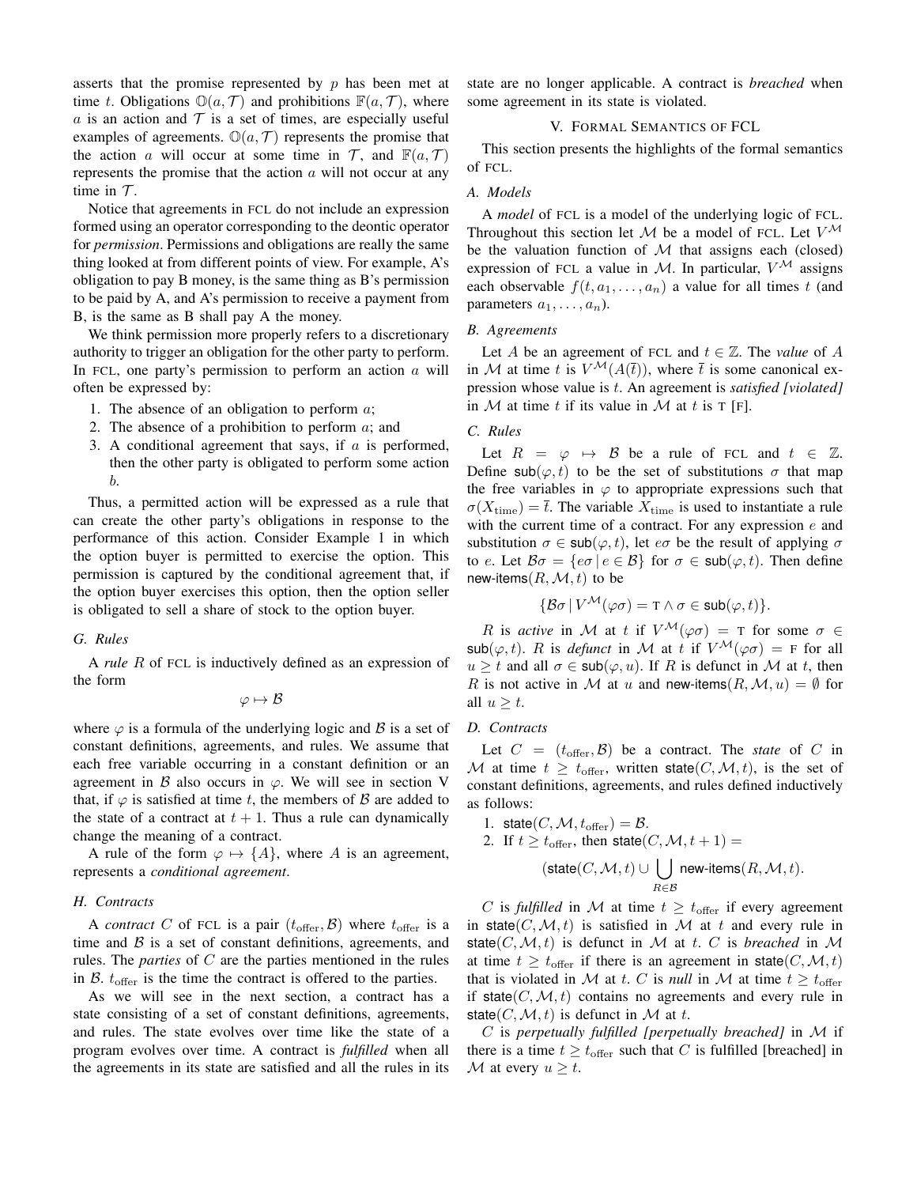asserts that the promise represented by $p$ has been met at time $t$. Obligations $\mathbb{O}(a, \mathcal{T})$ and prohibitions $\mathbb{F}(a, \mathcal{T})$, where $a$ is an action and $\mathcal{T}$ is a set of times, are especially useful examples of agreements. $\mathbb{O}(a, \mathcal{T})$ represents the promise that the action $a$ will occur at some time in $\mathcal{T}$, and $\mathbb{F}(a, \mathcal{T})$ represents the promise that the action $a$ will not occur at any time in $\mathcal{T}$.

Notice that agreements in FCL do not include an expression formed using an operator corresponding to the deontic operator for *permission*. Permissions and obligations are really the same thing looked at from different points of view. For example, A's obligation to pay B money, is the same thing as B's permission to be paid by A, and A's permission to receive a payment from B, is the same as B shall pay A the money.

We think permission more properly refers to a discretionary authority to trigger an obligation for the other party to perform. In FCL, one party's permission to perform an action $a$ will often be expressed by:

1. The absence of an obligation to perform $a$;
2. The absence of a prohibition to perform $a$; and
3. A conditional agreement that says, if $a$ is performed, then the other party is obligated to perform some action $b$.

Thus, a permitted action will be expressed as a rule that can create the other party's obligations in response to the performance of this action. Consider Example 1 in which the option buyer is permitted to exercise the option. This permission is captured by the conditional agreement that, if the option buyer exercises this option, then the option seller is obligated to sell a share of stock to the option buyer.

### G. Rules

A *rule* $R$ of FCL is inductively defined as an expression of the form

$$\varphi \mapsto \mathcal{B}$$

where $\varphi$ is a formula of the underlying logic and $\mathcal{B}$ is a set of constant definitions, agreements, and rules. We assume that each free variable occurring in a constant definition or an agreement in $\mathcal{B}$ also occurs in $\varphi$. We will see in section V that, if $\varphi$ is satisfied at time $t$, the members of $\mathcal{B}$ are added to the state of a contract at $t + 1$. Thus a rule can dynamically change the meaning of a contract.

A rule of the form $\varphi \mapsto \{A\}$, where $A$ is an agreement, represents a *conditional agreement*.

### H. Contracts

A *contract* $C$ of FCL is a pair $(t_{\text{offer}}, \mathcal{B})$ where $t_{\text{offer}}$ is a time and $\mathcal{B}$ is a set of constant definitions, agreements, and rules. The *parties* of $C$ are the parties mentioned in the rules in $\mathcal{B}$. $t_{\text{offer}}$ is the time the contract is offered to the parties.

As we will see in the next section, a contract has a state consisting of a set of constant definitions, agreements, and rules. The state evolves over time like the state of a program evolves over time. A contract is *fulfilled* when all the agreements in its state are satisfied and all the rules in its state are no longer applicable. A contract is *breached* when some agreement in its state is violated.

## V. Formal Semantics of FCL

This section presents the highlights of the formal semantics of FCL.

### A. Models

A *model* of FCL is a model of the underlying logic of FCL. Throughout this section let $\mathcal{M}$ be a model of FCL. Let $V^{\mathcal{M}}$ be the valuation function of $\mathcal{M}$ that assigns each (closed) expression of FCL a value in $\mathcal{M}$. In particular, $V^{\mathcal{M}}$ assigns each observable $f(t, a_1, \ldots, a_n)$ a value for all times $t$ (and parameters $a_1, \ldots, a_n$).

### B. Agreements

Let $A$ be an agreement of FCL and $t \in \mathbb{Z}$. The *value* of $A$ in $\mathcal{M}$ at time $t$ is $V^{\mathcal{M}}(A(\overline{t}))$, where $\overline{t}$ is some canonical expression whose value is $t$. An agreement is *satisfied [violated]* in $\mathcal{M}$ at time $t$ if its value in $\mathcal{M}$ at $t$ is T [F].

### C. Rules

Let $R = \varphi \mapsto \mathcal{B}$ be a rule of FCL and $t \in \mathbb{Z}$. Define $\mathsf{sub}(\varphi, t)$ to be the set of substitutions $\sigma$ that map the free variables in $\varphi$ to appropriate expressions such that $\sigma(X_{\text{time}}) = \overline{t}$. The variable $X_{\text{time}}$ is used to instantiate a rule with the current time of a contract. For any expression $e$ and substitution $\sigma \in \mathsf{sub}(\varphi, t)$, let $e\sigma$ be the result of applying $\sigma$ to $e$. Let $\mathcal{B}\sigma = \{e\sigma \mid e \in \mathcal{B}\}$ for $\sigma \in \mathsf{sub}(\varphi, t)$. Then define $\mathsf{new\text{-}items}(R, \mathcal{M}, t)$ to be

$$\{\mathcal{B}\sigma \mid V^{\mathcal{M}}(\varphi\sigma) = \text{T} \wedge \sigma \in \mathsf{sub}(\varphi, t)\}.$$

$R$ is *active* in $\mathcal{M}$ at $t$ if $V^{\mathcal{M}}(\varphi\sigma) = \text{T}$ for some $\sigma \in \mathsf{sub}(\varphi, t)$. $R$ is *defunct* in $\mathcal{M}$ at $t$ if $V^{\mathcal{M}}(\varphi\sigma) = \text{F}$ for all $u \geq t$ and all $\sigma \in \mathsf{sub}(\varphi, u)$. If $R$ is defunct in $\mathcal{M}$ at $t$, then $R$ is not active in $\mathcal{M}$ at $u$ and $\mathsf{new\text{-}items}(R, \mathcal{M}, u) = \emptyset$ for all $u \geq t$.

### D. Contracts

Let $C = (t_{\text{offer}}, \mathcal{B})$ be a contract. The *state* of $C$ in $\mathcal{M}$ at time $t \geq t_{\text{offer}}$, written $\mathsf{state}(C, \mathcal{M}, t)$, is the set of constant definitions, agreements, and rules defined inductively as follows:

1. $\mathsf{state}(C, \mathcal{M}, t_{\text{offer}}) = \mathcal{B}$.
2. If $t \geq t_{\text{offer}}$, then $\mathsf{state}(C, \mathcal{M}, t + 1) =$

$$(\mathsf{state}(C, \mathcal{M}, t) \cup \bigcup_{R \in \mathcal{B}} \mathsf{new\text{-}items}(R, \mathcal{M}, t).$$

$C$ is *fulfilled* in $\mathcal{M}$ at time $t \geq t_{\text{offer}}$ if every agreement in $\mathsf{state}(C, \mathcal{M}, t)$ is satisfied in $\mathcal{M}$ at $t$ and every rule in $\mathsf{state}(C, \mathcal{M}, t)$ is defunct in $\mathcal{M}$ at $t$. $C$ is *breached* in $\mathcal{M}$ at time $t \geq t_{\text{offer}}$ if there is an agreement in $\mathsf{state}(C, \mathcal{M}, t)$ that is violated in $\mathcal{M}$ at $t$. $C$ is *null* in $\mathcal{M}$ at time $t \geq t_{\text{offer}}$ if $\mathsf{state}(C, \mathcal{M}, t)$ contains no agreements and every rule in $\mathsf{state}(C, \mathcal{M}, t)$ is defunct in $\mathcal{M}$ at $t$.

$C$ is *perpetually fulfilled [perpetually breached]* in $\mathcal{M}$ if there is a time $t \geq t_{\text{offer}}$ such that $C$ is fulfilled [breached] in $\mathcal{M}$ at every $u \geq t$.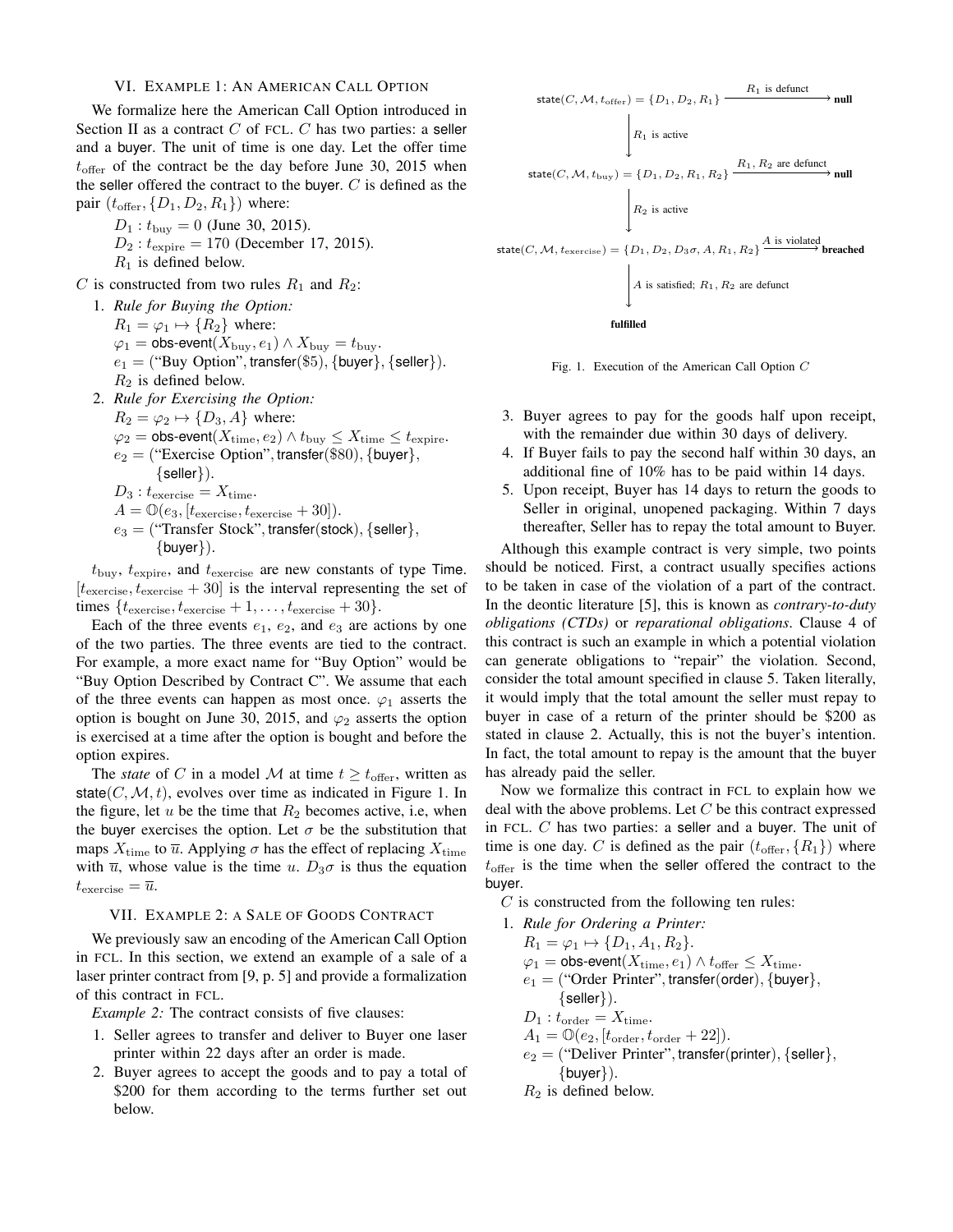## VI. Example 1: An American Call Option

We formalize here the American Call Option introduced in Section II as a contract $C$ of FCL. $C$ has two parties: a seller and a buyer. The unit of time is one day. Let the offer time $t_{\text{offer}}$ of the contract be the day before June 30, 2015 when the seller offered the contract to the buyer. $C$ is defined as the pair $(t_{\text{offer}}, \{D_1, D_2, R_1\})$ where:

$D_1 : t_{\text{buy}} = 0$ (June 30, 2015).
$D_2 : t_{\text{expire}} = 170$ (December 17, 2015).
$R_1$ is defined below.

$C$ is constructed from two rules $R_1$ and $R_2$:

1. *Rule for Buying the Option:*
   $R_1 = \varphi_1 \mapsto \{R_2\}$ where:
   $\varphi_1 = \textsf{obs-event}(X_{\text{buy}}, e_1) \wedge X_{\text{buy}} = t_{\text{buy}}$.
   $e_1 = (\text{"Buy Option"}, \textsf{transfer}(\$5), \{\textsf{buyer}\}, \{\textsf{seller}\})$.
   $R_2$ is defined below.
2. *Rule for Exercising the Option:*
   $R_2 = \varphi_2 \mapsto \{D_3, A\}$ where:
   $\varphi_2 = \textsf{obs-event}(X_{\text{time}}, e_2) \wedge t_{\text{buy}} \leq X_{\text{time}} \leq t_{\text{expire}}$.
   $e_2 = (\text{"Exercise Option"}, \textsf{transfer}(\$80), \{\textsf{buyer}\}, \{\textsf{seller}\})$.
   $D_3 : t_{\text{exercise}} = X_{\text{time}}$.
   $A = \mathbb{O}(e_3, [t_{\text{exercise}}, t_{\text{exercise}} + 30])$.
   $e_3 = (\text{"Transfer Stock"}, \textsf{transfer}(\textsf{stock}), \{\textsf{seller}\}, \{\textsf{buyer}\})$.

$t_{\text{buy}}$, $t_{\text{expire}}$, and $t_{\text{exercise}}$ are new constants of type Time. $[t_{\text{exercise}}, t_{\text{exercise}} + 30]$ is the interval representing the set of times $\{t_{\text{exercise}}, t_{\text{exercise}} + 1, \ldots, t_{\text{exercise}} + 30\}$.

Each of the three events $e_1$, $e_2$, and $e_3$ are actions by one of the two parties. The three events are tied to the contract. For example, a more exact name for "Buy Option" would be "Buy Option Described by Contract C". We assume that each of the three events can happen as most once. $\varphi_1$ asserts the option is bought on June 30, 2015, and $\varphi_2$ asserts the option is exercised at a time after the option is bought and before the option expires.

The *state* of $C$ in a model $\mathcal{M}$ at time $t \geq t_{\text{offer}}$, written as $\textsf{state}(C, \mathcal{M}, t)$, evolves over time as indicated in Figure 1. In the figure, let $u$ be the time that $R_2$ becomes active, i.e, when the buyer exercises the option. Let $\sigma$ be the substitution that maps $X_{\text{time}}$ to $\overline{u}$. Applying $\sigma$ has the effect of replacing $X_{\text{time}}$ with $\overline{u}$, whose value is the time $u$. $D_3\sigma$ is thus the equation $t_{\text{exercise}} = \overline{u}$.

$\textsf{state}(C, \mathcal{M}, t_{\text{offer}}) = \{D_1, D_2, R_1\}$ —($R_1$ is defunct)→ **null**
↓ $R_1$ is active
$\textsf{state}(C, \mathcal{M}, t_{\text{buy}}) = \{D_1, D_2, R_1, R_2\}$ —($R_1, R_2$ are defunct)→ **null**
↓ $R_2$ is active
$\textsf{state}(C, \mathcal{M}, t_{\text{exercise}}) = \{D_1, D_2, D_3\sigma, A, R_1, R_2\}$ —($A$ is violated)→ **breached**
↓ $A$ is satisfied; $R_1, R_2$ are defunct
**fulfilled**

Fig. 1. Execution of the American Call Option $C$

## VII. Example 2: a Sale of Goods Contract

We previously saw an encoding of the American Call Option in FCL. In this section, we extend an example of a sale of a laser printer contract from [9, p. 5] and provide a formalization of this contract in FCL.

*Example 2:* The contract consists of five clauses:

1. Seller agrees to transfer and deliver to Buyer one laser printer within 22 days after an order is made.
2. Buyer agrees to accept the goods and to pay a total of \$200 for them according to the terms further set out below.
3. Buyer agrees to pay for the goods half upon receipt, with the remainder due within 30 days of delivery.
4. If Buyer fails to pay the second half within 30 days, an additional fine of 10% has to be paid within 14 days.
5. Upon receipt, Buyer has 14 days to return the goods to Seller in original, unopened packaging. Within 7 days thereafter, Seller has to repay the total amount to Buyer.

Although this example contract is very simple, two points should be noticed. First, a contract usually specifies actions to be taken in case of the violation of a part of the contract. In the deontic literature [5], this is known as *contrary-to-duty obligations (CTDs)* or *reparational obligations*. Clause 4 of this contract is such an example in which a potential violation can generate obligations to "repair" the violation. Second, consider the total amount specified in clause 5. Taken literally, it would imply that the total amount the seller must repay to buyer in case of a return of the printer should be \$200 as stated in clause 2. Actually, this is not the buyer's intention. In fact, the total amount to repay is the amount that the buyer has already paid the seller.

Now we formalize this contract in FCL to explain how we deal with the above problems. Let $C$ be this contract expressed in FCL. $C$ has two parties: a seller and a buyer. The unit of time is one day. $C$ is defined as the pair $(t_{\text{offer}}, \{R_1\})$ where $t_{\text{offer}}$ is the time when the seller offered the contract to the buyer.

$C$ is constructed from the following ten rules:

1. *Rule for Ordering a Printer:*
   $R_1 = \varphi_1 \mapsto \{D_1, A_1, R_2\}$.
   $\varphi_1 = \textsf{obs-event}(X_{\text{time}}, e_1) \wedge t_{\text{offer}} \leq X_{\text{time}}$.
   $e_1 = (\text{"Order Printer"}, \textsf{transfer}(\textsf{order}), \{\textsf{buyer}\}, \{\textsf{seller}\})$.
   $D_1 : t_{\text{order}} = X_{\text{time}}$.
   $A_1 = \mathbb{O}(e_2, [t_{\text{order}}, t_{\text{order}} + 22])$.
   $e_2 = (\text{"Deliver Printer"}, \textsf{transfer}(\textsf{printer}), \{\textsf{seller}\}, \{\textsf{buyer}\})$.
   $R_2$ is defined below.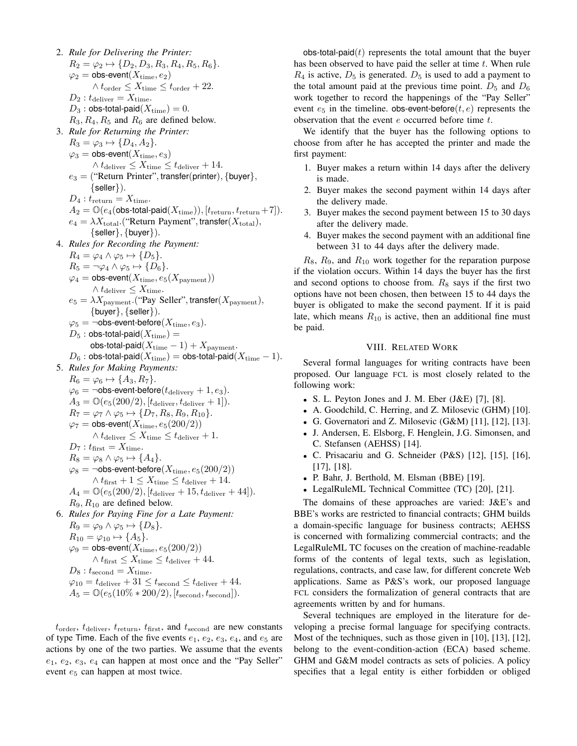2. ***Rule for Delivering the Printer:***
   $R_2 = \varphi_2 \mapsto \{D_2, D_3, R_3, R_4, R_5, R_6\}$.
   $\varphi_2 = \textsf{obs-event}(X_{\text{time}}, e_2)$
   $\quad \wedge\, t_{\text{order}} \le X_{\text{time}} \le t_{\text{order}} + 22$.
   $D_2 : t_{\text{deliver}} = X_{\text{time}}$.
   $D_3 : \textsf{obs-total-paid}(X_{\text{time}}) = 0$.
   $R_3, R_4, R_5$ and $R_6$ are defined below.
3. ***Rule for Returning the Printer:***
   $R_3 = \varphi_3 \mapsto \{D_4, A_2\}$.
   $\varphi_3 = \textsf{obs-event}(X_{\text{time}}, e_3)$
   $\quad \wedge\, t_{\text{deliver}} \le X_{\text{time}} \le t_{\text{deliver}} + 14$.
   $e_3 = (\text{“Return Printer”}, \textsf{transfer}(\textsf{printer}), \{\textsf{buyer}\},$
   $\quad \{\textsf{seller}\})$.
   $D_4 : t_{\text{return}} = X_{\text{time}}$.
   $A_2 = \mathbb{O}(e_4(\textsf{obs-total-paid}(X_{\text{time}})), [t_{\text{return}}, t_{\text{return}}+7])$.
   $e_4 = \lambda X_{\text{total}}.(\text{“Return Payment”}, \textsf{transfer}(X_{\text{total}}),$
   $\quad \{\textsf{seller}\}, \{\textsf{buyer}\})$.
4. ***Rules for Recording the Payment:***
   $R_4 = \varphi_4 \wedge \varphi_5 \mapsto \{D_5\}$.
   $R_5 = \neg\varphi_4 \wedge \varphi_5 \mapsto \{D_6\}$.
   $\varphi_4 = \textsf{obs-event}(X_{\text{time}}, e_5(X_{\text{payment}}))$
   $\quad \wedge\, t_{\text{deliver}} \le X_{\text{time}}$.
   $e_5 = \lambda X_{\text{payment}}.(\text{“Pay Seller”}, \textsf{transfer}(X_{\text{payment}}),$
   $\quad \{\textsf{buyer}\}, \{\textsf{seller}\})$.
   $\varphi_5 = \neg\textsf{obs-event-before}(X_{\text{time}}, e_3)$.
   $D_5 : \textsf{obs-total-paid}(X_{\text{time}}) =$
   $\quad \textsf{obs-total-paid}(X_{\text{time}} - 1) + X_{\text{payment}}$.
   $D_6 : \textsf{obs-total-paid}(X_{\text{time}}) = \textsf{obs-total-paid}(X_{\text{time}} - 1)$.
5. ***Rules for Making Payments:***
   $R_6 = \varphi_6 \mapsto \{A_3, R_7\}$.
   $\varphi_6 = \neg\textsf{obs-event-before}(t_{\text{delivery}} + 1, e_3)$.
   $A_3 = \mathbb{O}(e_5(200/2), [t_{\text{deliver}}, t_{\text{deliver}} + 1])$.
   $R_7 = \varphi_7 \wedge \varphi_5 \mapsto \{D_7, R_8, R_9, R_{10}\}$.
   $\varphi_7 = \textsf{obs-event}(X_{\text{time}}, e_5(200/2))$
   $\quad \wedge\, t_{\text{deliver}} \le X_{\text{time}} \le t_{\text{deliver}} + 1$.
   $D_7 : t_{\text{first}} = X_{\text{time}}$.
   $R_8 = \varphi_8 \wedge \varphi_5 \mapsto \{A_4\}$.
   $\varphi_8 = \neg\textsf{obs-event-before}(X_{\text{time}}, e_5(200/2))$
   $\quad \wedge\, t_{\text{first}} + 1 \le X_{\text{time}} \le t_{\text{deliver}} + 14$.
   $A_4 = \mathbb{O}(e_5(200/2), [t_{\text{deliver}} + 15, t_{\text{deliver}} + 44])$.
   $R_9, R_{10}$ are defined below.
6. ***Rules for Paying Fine for a Late Payment:***
   $R_9 = \varphi_9 \wedge \varphi_5 \mapsto \{D_8\}$.
   $R_{10} = \varphi_{10} \mapsto \{A_5\}$.
   $\varphi_9 = \textsf{obs-event}(X_{\text{time}}, e_5(200/2))$
   $\quad \wedge\, t_{\text{first}} \le X_{\text{time}} \le t_{\text{deliver}} + 44$.
   $D_8 : t_{\text{second}} = X_{\text{time}}$.
   $\varphi_{10} = t_{\text{deliver}} + 31 \le t_{\text{second}} \le t_{\text{deliver}} + 44$.
   $A_5 = \mathbb{O}(e_5(10\% * 200/2), [t_{\text{second}}, t_{\text{second}}])$.

$t_{\text{order}}$, $t_{\text{deliver}}$, $t_{\text{return}}$, $t_{\text{first}}$, and $t_{\text{second}}$ are new constants of type Time. Each of the five events $e_1$, $e_2$, $e_3$, $e_4$, and $e_5$ are actions by one of the two parties. We assume that the events $e_1$, $e_2$, $e_3$, $e_4$ can happen at most once and the “Pay Seller” event $e_5$ can happen at most twice.

$\textsf{obs-total-paid}(t)$ represents the total amount that the buyer has been observed to have paid the seller at time $t$. When rule $R_4$ is active, $D_5$ is generated. $D_5$ is used to add a payment to the total amount paid at the previous time point. $D_5$ and $D_6$ work together to record the happenings of the “Pay Seller” event $e_5$ in the timeline. $\textsf{obs-event-before}(t, e)$ represents the observation that the event $e$ occurred before time $t$.

We identify that the buyer has the following options to choose from after he has accepted the printer and made the first payment:

1. Buyer makes a return within 14 days after the delivery is made.
2. Buyer makes the second payment within 14 days after the delivery made.
3. Buyer makes the second payment between 15 to 30 days after the delivery made.
4. Buyer makes the second payment with an additional fine between 31 to 44 days after the delivery made.

$R_8$, $R_9$, and $R_{10}$ work together for the reparation purpose if the violation occurs. Within 14 days the buyer has the first and second options to choose from. $R_8$ says if the first two options have not been chosen, then between 15 to 44 days the buyer is obligated to make the second payment. If it is paid late, which means $R_{10}$ is active, then an additional fine must be paid.

## VIII. Related Work

Several formal languages for writing contracts have been proposed. Our language FCL is most closely related to the following work:

- S. L. Peyton Jones and J. M. Eber (J&E) [7], [8].
- A. Goodchild, C. Herring, and Z. Milosevic (GHM) [10].
- G. Governatori and Z. Milosevic (G&M) [11], [12], [13].
- J. Andersen, E. Elsborg, F. Henglein, J.G. Simonsen, and C. Stefansen (AEHSS) [14].
- C. Prisacariu and G. Schneider (P&S) [12], [15], [16], [17], [18].
- P. Bahr, J. Berthold, M. Elsman (BBE) [19].
- LegalRuleML Technical Committee (TC) [20], [21].

The domains of these approaches are varied: J&E's and BBE's works are restricted to financial contracts; GHM builds a domain-specific language for business contracts; AEHSS is concerned with formalizing commercial contracts; and the LegalRuleML TC focuses on the creation of machine-readable forms of the contents of legal texts, such as legislation, regulations, contracts, and case law, for different concrete Web applications. Same as P&S's work, our proposed language FCL considers the formalization of general contracts that are agreements written by and for humans.

Several techniques are employed in the literature for developing a precise formal language for specifying contracts. Most of the techniques, such as those given in [10], [13], [12], belong to the event-condition-action (ECA) based scheme. GHM and G&M model contracts as sets of policies. A policy specifies that a legal entity is either forbidden or obliged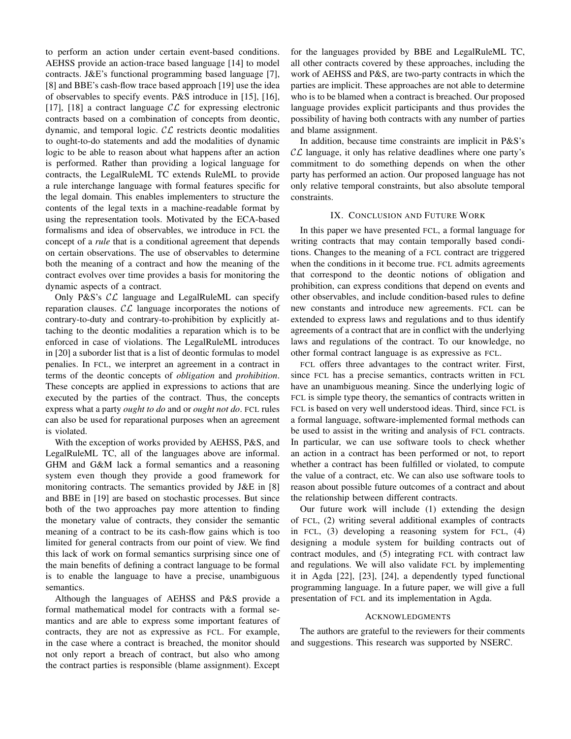to perform an action under certain event-based conditions. AEHSS provide an action-trace based language [14] to model contracts. J&E's functional programming based language [7], [8] and BBE's cash-flow trace based approach [19] use the idea of observables to specify events. P&S introduce in [15], [16], [17], [18] a contract language $\mathcal{CL}$ for expressing electronic contracts based on a combination of concepts from deontic, dynamic, and temporal logic. $\mathcal{CL}$ restricts deontic modalities to ought-to-do statements and add the modalities of dynamic logic to be able to reason about what happens after an action is performed. Rather than providing a logical language for contracts, the LegalRuleML TC extends RuleML to provide a rule interchange language with formal features specific for the legal domain. This enables implementers to structure the contents of the legal texts in a machine-readable format by using the representation tools. Motivated by the ECA-based formalisms and idea of observables, we introduce in FCL the concept of a *rule* that is a conditional agreement that depends on certain observations. The use of observables to determine both the meaning of a contract and how the meaning of the contract evolves over time provides a basis for monitoring the dynamic aspects of a contract.

Only P&S's $\mathcal{CL}$ language and LegalRuleML can specify reparation clauses. $\mathcal{CL}$ language incorporates the notions of contrary-to-duty and contrary-to-prohibition by explicitly attaching to the deontic modalities a reparation which is to be enforced in case of violations. The LegalRuleML introduces in [20] a suborder list that is a list of deontic formulas to model penalies. In FCL, we interpret an agreement in a contract in terms of the deontic concepts of *obligation* and *prohibition*. These concepts are applied in expressions to actions that are executed by the parties of the contract. Thus, the concepts express what a party *ought to do* and or *ought not do*. FCL rules can also be used for reparational purposes when an agreement is violated.

With the exception of works provided by AEHSS, P&S, and LegalRuleML TC, all of the languages above are informal. GHM and G&M lack a formal semantics and a reasoning system even though they provide a good framework for monitoring contracts. The semantics provided by J&E in [8] and BBE in [19] are based on stochastic processes. But since both of the two approaches pay more attention to finding the monetary value of contracts, they consider the semantic meaning of a contract to be its cash-flow gains which is too limited for general contracts from our point of view. We find this lack of work on formal semantics surprising since one of the main benefits of defining a contract language to be formal is to enable the language to have a precise, unambiguous semantics.

Although the languages of AEHSS and P&S provide a formal mathematical model for contracts with a formal semantics and are able to express some important features of contracts, they are not as expressive as FCL. For example, in the case where a contract is breached, the monitor should not only report a breach of contract, but also who among the contract parties is responsible (blame assignment). Except for the languages provided by BBE and LegalRuleML TC, all other contracts covered by these approaches, including the work of AEHSS and P&S, are two-party contracts in which the parties are implicit. These approaches are not able to determine who is to be blamed when a contract is breached. Our proposed language provides explicit participants and thus provides the possibility of having both contracts with any number of parties and blame assignment.

In addition, because time constraints are implicit in P&S's $\mathcal{CL}$ language, it only has relative deadlines where one party's commitment to do something depends on when the other party has performed an action. Our proposed language has not only relative temporal constraints, but also absolute temporal constraints.

## IX. Conclusion and Future Work

In this paper we have presented FCL, a formal language for writing contracts that may contain temporally based conditions. Changes to the meaning of a FCL contract are triggered when the conditions in it become true. FCL admits agreements that correspond to the deontic notions of obligation and prohibition, can express conditions that depend on events and other observables, and include condition-based rules to define new constants and introduce new agreements. FCL can be extended to express laws and regulations and to thus identify agreements of a contract that are in conflict with the underlying laws and regulations of the contract. To our knowledge, no other formal contract language is as expressive as FCL.

FCL offers three advantages to the contract writer. First, since FCL has a precise semantics, contracts written in FCL have an unambiguous meaning. Since the underlying logic of FCL is simple type theory, the semantics of contracts written in FCL is based on very well understood ideas. Third, since FCL is a formal language, software-implemented formal methods can be used to assist in the writing and analysis of FCL contracts. In particular, we can use software tools to check whether an action in a contract has been performed or not, to report whether a contract has been fulfilled or violated, to compute the value of a contract, etc. We can also use software tools to reason about possible future outcomes of a contract and about the relationship between different contracts.

Our future work will include (1) extending the design of FCL, (2) writing several additional examples of contracts in FCL, (3) developing a reasoning system for FCL, (4) designing a module system for building contracts out of contract modules, and (5) integrating FCL with contract law and regulations. We will also validate FCL by implementing it in Agda [22], [23], [24], a dependently typed functional programming language. In a future paper, we will give a full presentation of FCL and its implementation in Agda.

## Acknowledgments

The authors are grateful to the reviewers for their comments and suggestions. This research was supported by NSERC.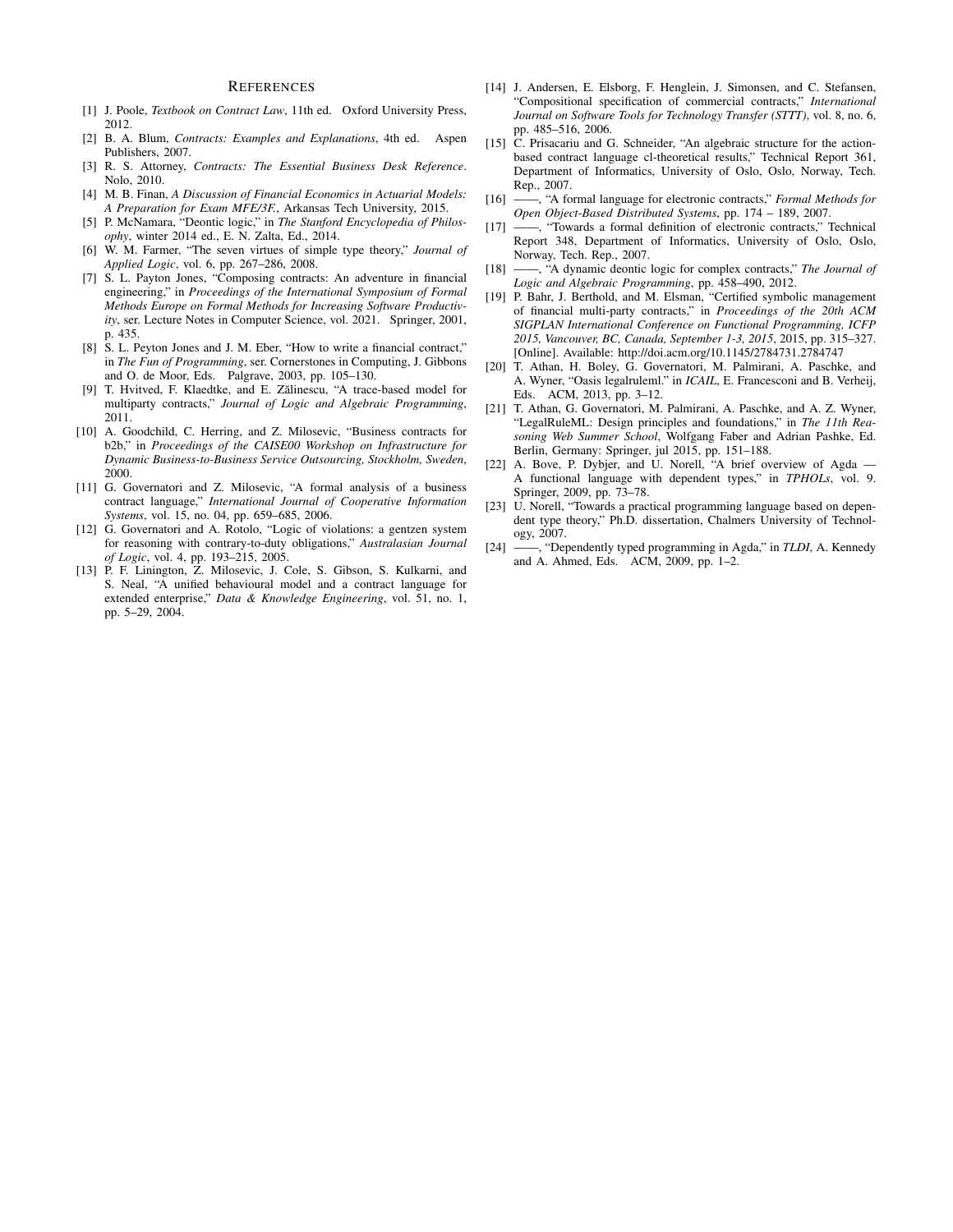## REFERENCES

[1] J. Poole, *Textbook on Contract Law*, 11th ed. Oxford University Press, 2012.

[2] B. A. Blum, *Contracts: Examples and Explanations*, 4th ed. Aspen Publishers, 2007.

[3] R. S. Attorney, *Contracts: The Essential Business Desk Reference*. Nolo, 2010.

[4] M. B. Finan, *A Discussion of Financial Economics in Actuarial Models: A Preparation for Exam MFE/3F.*, Arkansas Tech University, 2015.

[5] P. McNamara, "Deontic logic," in *The Stanford Encyclopedia of Philosophy*, winter 2014 ed., E. N. Zalta, Ed., 2014.

[6] W. M. Farmer, "The seven virtues of simple type theory," *Journal of Applied Logic*, vol. 6, pp. 267–286, 2008.

[7] S. L. Payton Jones, "Composing contracts: An adventure in financial engineering," in *Proceedings of the International Symposium of Formal Methods Europe on Formal Methods for Increasing Software Productivity*, ser. Lecture Notes in Computer Science, vol. 2021. Springer, 2001, p. 435.

[8] S. L. Peyton Jones and J. M. Eber, "How to write a financial contract," in *The Fun of Programming*, ser. Cornerstones in Computing, J. Gibbons and O. de Moor, Eds. Palgrave, 2003, pp. 105–130.

[9] T. Hvitved, F. Klaedtke, and E. Zălinescu, "A trace-based model for multiparty contracts," *Journal of Logic and Algebraic Programming*, 2011.

[10] A. Goodchild, C. Herring, and Z. Milosevic, "Business contracts for b2b," in *Proceedings of the CAISE00 Workshop on Infrastructure for Dynamic Business-to-Business Service Outsourcing, Stockholm, Sweden*, 2000.

[11] G. Governatori and Z. Milosevic, "A formal analysis of a business contract language," *International Journal of Cooperative Information Systems*, vol. 15, no. 04, pp. 659–685, 2006.

[12] G. Governatori and A. Rotolo, "Logic of violations: a gentzen system for reasoning with contrary-to-duty obligations," *Australasian Journal of Logic*, vol. 4, pp. 193–215, 2005.

[13] P. F. Linington, Z. Milosevic, J. Cole, S. Gibson, S. Kulkarni, and S. Neal, "A unified behavioural model and a contract language for extended enterprise," *Data & Knowledge Engineering*, vol. 51, no. 1, pp. 5–29, 2004.

[14] J. Andersen, E. Elsborg, F. Henglein, J. Simonsen, and C. Stefansen, "Compositional specification of commercial contracts," *International Journal on Software Tools for Technology Transfer (STTT)*, vol. 8, no. 6, pp. 485–516, 2006.

[15] C. Prisacariu and G. Schneider, "An algebraic structure for the action-based contract language cl-theoretical results," Technical Report 361, Department of Informatics, University of Oslo, Oslo, Norway, Tech. Rep., 2007.

[16] ——, "A formal language for electronic contracts," *Formal Methods for Open Object-Based Distributed Systems*, pp. 174 – 189, 2007.

[17] ——, "Towards a formal definition of electronic contracts," Technical Report 348, Department of Informatics, University of Oslo, Oslo, Norway, Tech. Rep., 2007.

[18] ——, "A dynamic deontic logic for complex contracts," *The Journal of Logic and Algebraic Programming*, pp. 458–490, 2012.

[19] P. Bahr, J. Berthold, and M. Elsman, "Certified symbolic management of financial multi-party contracts," in *Proceedings of the 20th ACM SIGPLAN International Conference on Functional Programming, ICFP 2015, Vancouver, BC, Canada, September 1-3, 2015*, 2015, pp. 315–327. [Online]. Available: http://doi.acm.org/10.1145/2784731.2784747

[20] T. Athan, H. Boley, G. Governatori, M. Palmirani, A. Paschke, and A. Wyner, "Oasis legalruleml." in *ICAIL*, E. Francesconi and B. Verheij, Eds. ACM, 2013, pp. 3–12.

[21] T. Athan, G. Governatori, M. Palmirani, A. Paschke, and A. Z. Wyner, "LegalRuleML: Design principles and foundations," in *The 11th Reasoning Web Summer School*, Wolfgang Faber and Adrian Pashke, Ed. Berlin, Germany: Springer, jul 2015, pp. 151–188.

[22] A. Bove, P. Dybjer, and U. Norell, "A brief overview of Agda — A functional language with dependent types," in *TPHOLs*, vol. 9. Springer, 2009, pp. 73–78.

[23] U. Norell, "Towards a practical programming language based on dependent type theory," Ph.D. dissertation, Chalmers University of Technology, 2007.

[24] ——, "Dependently typed programming in Agda," in *TLDI*, A. Kennedy and A. Ahmed, Eds. ACM, 2009, pp. 1–2.